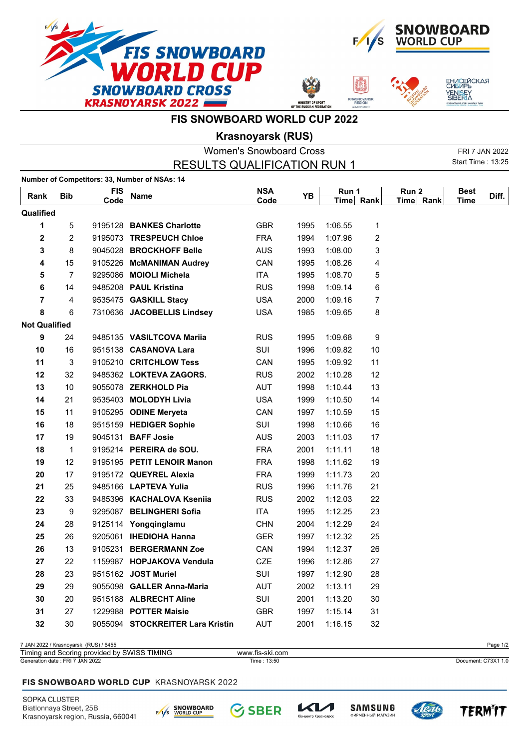# FIS SNOWBOARD WORLD CUP 2022

## Krasnoyarsk (RUS)

### Women's Snowboard Cross

### RESULTS QUALIFICATION RUN 1

FRI 7 JAN 2022
Start Time : 13:25

**Number of Competitors: 33, Number of NSAs: 14**

| Rank | Bib | FIS Code | Name | NSA Code | YB | Run 1 Time | Run 1 Rank | Run 2 Time | Run 2 Rank | Best Time | Diff. |
|---|---|---|---|---|---|---|---|---|---|---|---|
| **Qualified** | | | | | | | | | | | |
| **1** | 5 | 9195128 | **BANKES Charlotte** | GBR | 1995 | 1:06.55 | 1 | | | | |
| **2** | 2 | 9195073 | **TRESPEUCH Chloe** | FRA | 1994 | 1:07.96 | 2 | | | | |
| **3** | 8 | 9045028 | **BROCKHOFF Belle** | AUS | 1993 | 1:08.00 | 3 | | | | |
| **4** | 15 | 9105226 | **McMANIMAN Audrey** | CAN | 1995 | 1:08.26 | 4 | | | | |
| **5** | 7 | 9295086 | **MOIOLI Michela** | ITA | 1995 | 1:08.70 | 5 | | | | |
| **6** | 14 | 9485208 | **PAUL Kristina** | RUS | 1998 | 1:09.14 | 6 | | | | |
| **7** | 4 | 9535475 | **GASKILL Stacy** | USA | 2000 | 1:09.16 | 7 | | | | |
| **8** | 6 | 7310636 | **JACOBELLIS Lindsey** | USA | 1985 | 1:09.65 | 8 | | | | |
| **Not Qualified** | | | | | | | | | | | |
| **9** | 24 | 9485135 | **VASILTCOVA Mariia** | RUS | 1995 | 1:09.68 | 9 | | | | |
| **10** | 16 | 9515138 | **CASANOVA Lara** | SUI | 1996 | 1:09.82 | 10 | | | | |
| **11** | 3 | 9105210 | **CRITCHLOW Tess** | CAN | 1995 | 1:09.92 | 11 | | | | |
| **12** | 32 | 9485362 | **LOKTEVA ZAGORS.** | RUS | 2002 | 1:10.28 | 12 | | | | |
| **13** | 10 | 9055078 | **ZERKHOLD Pia** | AUT | 1998 | 1:10.44 | 13 | | | | |
| **14** | 21 | 9535403 | **MOLODYH Livia** | USA | 1999 | 1:10.50 | 14 | | | | |
| **15** | 11 | 9105295 | **ODINE Meryeta** | CAN | 1997 | 1:10.59 | 15 | | | | |
| **16** | 18 | 9515159 | **HEDIGER Sophie** | SUI | 1998 | 1:10.66 | 16 | | | | |
| **17** | 19 | 9045131 | **BAFF Josie** | AUS | 2003 | 1:11.03 | 17 | | | | |
| **18** | 1 | 9195214 | **PEREIRA de SOU.** | FRA | 2001 | 1:11.11 | 18 | | | | |
| **19** | 12 | 9195195 | **PETIT LENOIR Manon** | FRA | 1998 | 1:11.62 | 19 | | | | |
| **20** | 17 | 9195172 | **QUEYREL Alexia** | FRA | 1999 | 1:11.73 | 20 | | | | |
| **21** | 25 | 9485166 | **LAPTEVA Yulia** | RUS | 1996 | 1:11.76 | 21 | | | | |
| **22** | 33 | 9485396 | **KACHALOVA Kseniia** | RUS | 2002 | 1:12.03 | 22 | | | | |
| **23** | 9 | 9295087 | **BELINGHERI Sofia** | ITA | 1995 | 1:12.25 | 23 | | | | |
| **24** | 28 | 9125114 | **Yongqinglamu** | CHN | 2004 | 1:12.29 | 24 | | | | |
| **25** | 26 | 9205061 | **IHEDIOHA Hanna** | GER | 1997 | 1:12.32 | 25 | | | | |
| **26** | 13 | 9105231 | **BERGERMANN Zoe** | CAN | 1994 | 1:12.37 | 26 | | | | |
| **27** | 22 | 1159987 | **HOPJAKOVA Vendula** | CZE | 1996 | 1:12.86 | 27 | | | | |
| **28** | 23 | 9515162 | **JOST Muriel** | SUI | 1997 | 1:12.90 | 28 | | | | |
| **29** | 29 | 9055098 | **GALLER Anna-Maria** | AUT | 2002 | 1:13.11 | 29 | | | | |
| **30** | 20 | 9515188 | **ALBRECHT Aline** | SUI | 2001 | 1:13.20 | 30 | | | | |
| **31** | 27 | 1229988 | **POTTER Maisie** | GBR | 1997 | 1:15.14 | 31 | | | | |
| **32** | 30 | 9055094 | **STOCKREITER Lara Kristin** | AUT | 2001 | 1:16.15 | 32 | | | | |

7 JAN 2022 / Krasnoyarsk (RUS) / 6455
Timing and Scoring provided by SWISS TIMING — www.fis-ski.com
Generation date : FRI 7 JAN 2022 — Time : 13:50 — Document: C73X1 1.0

SOPKA CLUSTER
Biatlonnaya Street, 25B
Krasnoyarsk region, Russia, 660041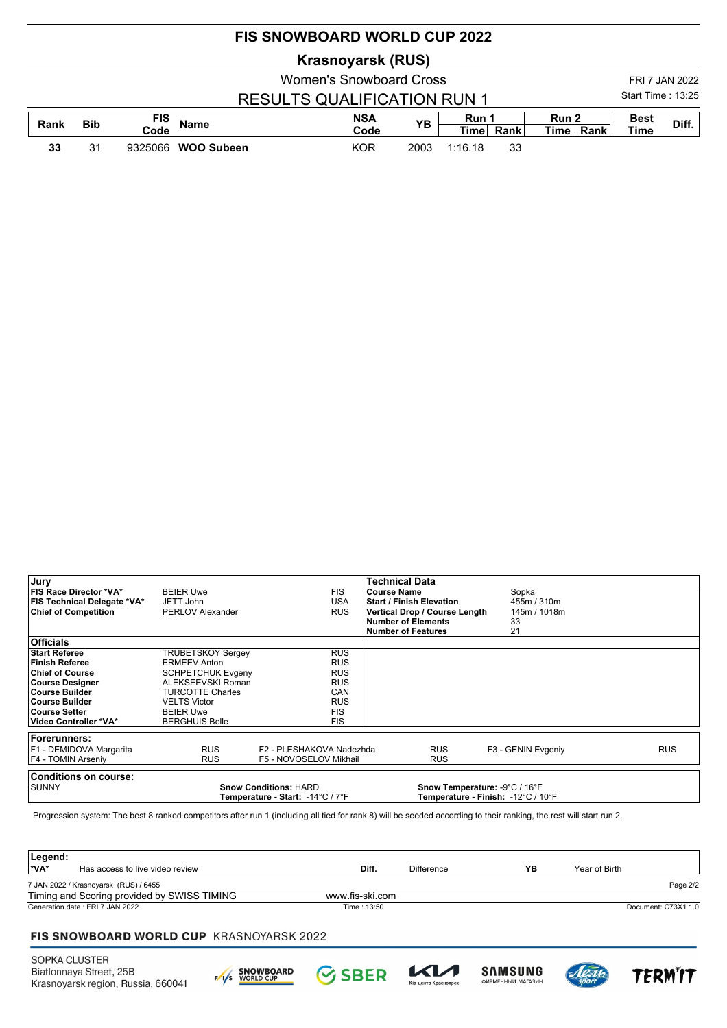# FIS SNOWBOARD WORLD CUP 2022

## Krasnoyarsk (RUS)

### Women's Snowboard Cross

FRI 7 JAN 2022

### RESULTS QUALIFICATION RUN 1

Start Time : 13:25

| Rank | Bib | FIS Code | Name | NSA Code | YB | Run 1 Time | Run 1 Rank | Run 2 Time | Run 2 Rank | Best Time | Diff. |
|---|---|---|---|---|---|---|---|---|---|---|---|
| 33 | 31 | 9325066 | **WOO Subeen** | KOR | 2003 | 1:16.18 | 33 | | | | |

| Jury | | |
|---|---|---|
| **FIS Race Director *VA*** | BEIER Uwe | FIS |
| **FIS Technical Delegate *VA*** | JETT John | USA |
| **Chief of Competition** | PERLOV Alexander | RUS |

| Technical Data | |
|---|---|
| **Course Name** | Sopka |
| **Start / Finish Elevation** | 455m / 310m |
| **Vertical Drop / Course Length** | 145m / 1018m |
| **Number of Elements** | 33 |
| **Number of Features** | 21 |

| Officials | | |
|---|---|---|
| **Start Referee** | TRUBETSKOY Sergey | RUS |
| **Finish Referee** | ERMEEV Anton | RUS |
| **Chief of Course** | SCHPETCHUK Evgeny | RUS |
| **Course Designer** | ALEKSEEVSKI Roman | RUS |
| **Course Builder** | TURCOTTE Charles | CAN |
| **Course Builder** | VELTS Victor | RUS |
| **Course Setter** | BEIER Uwe | FIS |
| **Video Controller *VA*** | BERGHUIS Belle | FIS |

**Forerunners:**

| | | | | | |
|---|---|---|---|---|---|
| F1 - DEMIDOVA Margarita | RUS | F2 - PLESHAKOVA Nadezhda | RUS | F3 - GENIN Evgeniy | RUS |
| F4 - TOMIN Arseniy | RUS | F5 - NOVOSELOV Mikhail | RUS | | |

**Conditions on course:**

SUNNY

**Snow Conditions:** HARD
**Temperature - Start:** -14°C / 7°F
**Snow Temperature:** -9°C / 16°F
**Temperature - Finish:** -12°C / 10°F

Progression system: The best 8 ranked competitors after run 1 (including all tied for rank 8) will be seeded according to their ranking, the rest will start run 2.

**Legend:**

| | | | | | |
|---|---|---|---|---|---|
| *VA* | Has access to live video review | Diff. | Difference | YB | Year of Birth |

7 JAN 2022 / Krasnoyarsk (RUS) / 6455

Timing and Scoring provided by SWISS TIMING

www.fis-ski.com

Generation date : FRI 7 JAN 2022

Time : 13:50

Document: C73X1 1.0

**FIS SNOWBOARD WORLD CUP** KRASNOYARSK 2022

SOPKA CLUSTER
Biatlonnaya Street, 25B
Krasnoyarsk region, Russia, 660041